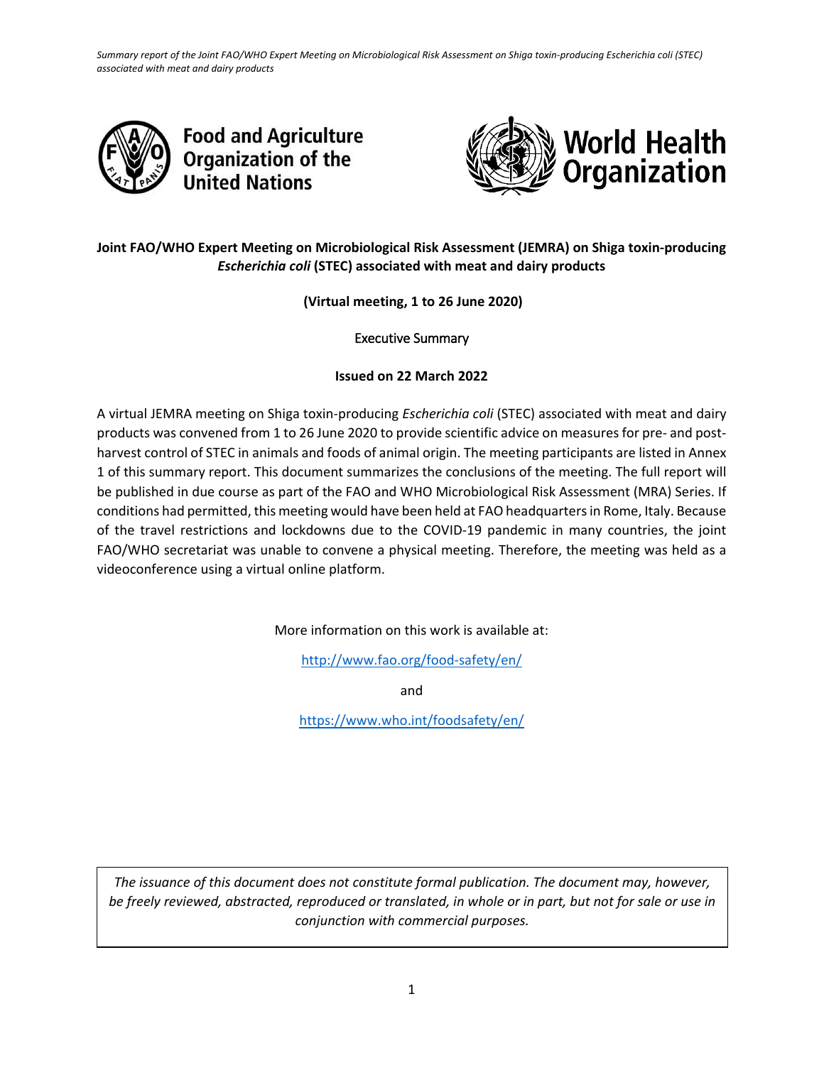Food and Agriculture Organization of the United Nations

World Health Organization

**Joint FAO/WHO Expert Meeting on Microbiological Risk Assessment (JEMRA) on Shiga toxin-producing *Escherichia coli* (STEC) associated with meat and dairy products**

**(Virtual meeting, 1 to 26 June 2020)**

Executive Summary

**Issued on 22 March 2022**

A virtual JEMRA meeting on Shiga toxin-producing *Escherichia coli* (STEC) associated with meat and dairy products was convened from 1 to 26 June 2020 to provide scientific advice on measures for pre- and post-harvest control of STEC in animals and foods of animal origin. The meeting participants are listed in Annex 1 of this summary report. This document summarizes the conclusions of the meeting. The full report will be published in due course as part of the FAO and WHO Microbiological Risk Assessment (MRA) Series. If conditions had permitted, this meeting would have been held at FAO headquarters in Rome, Italy. Because of the travel restrictions and lockdowns due to the COVID-19 pandemic in many countries, the joint FAO/WHO secretariat was unable to convene a physical meeting. Therefore, the meeting was held as a videoconference using a virtual online platform.

More information on this work is available at:

http://www.fao.org/food-safety/en/

and

https://www.who.int/foodsafety/en/

*The issuance of this document does not constitute formal publication. The document may, however, be freely reviewed, abstracted, reproduced or translated, in whole or in part, but not for sale or use in conjunction with commercial purposes.*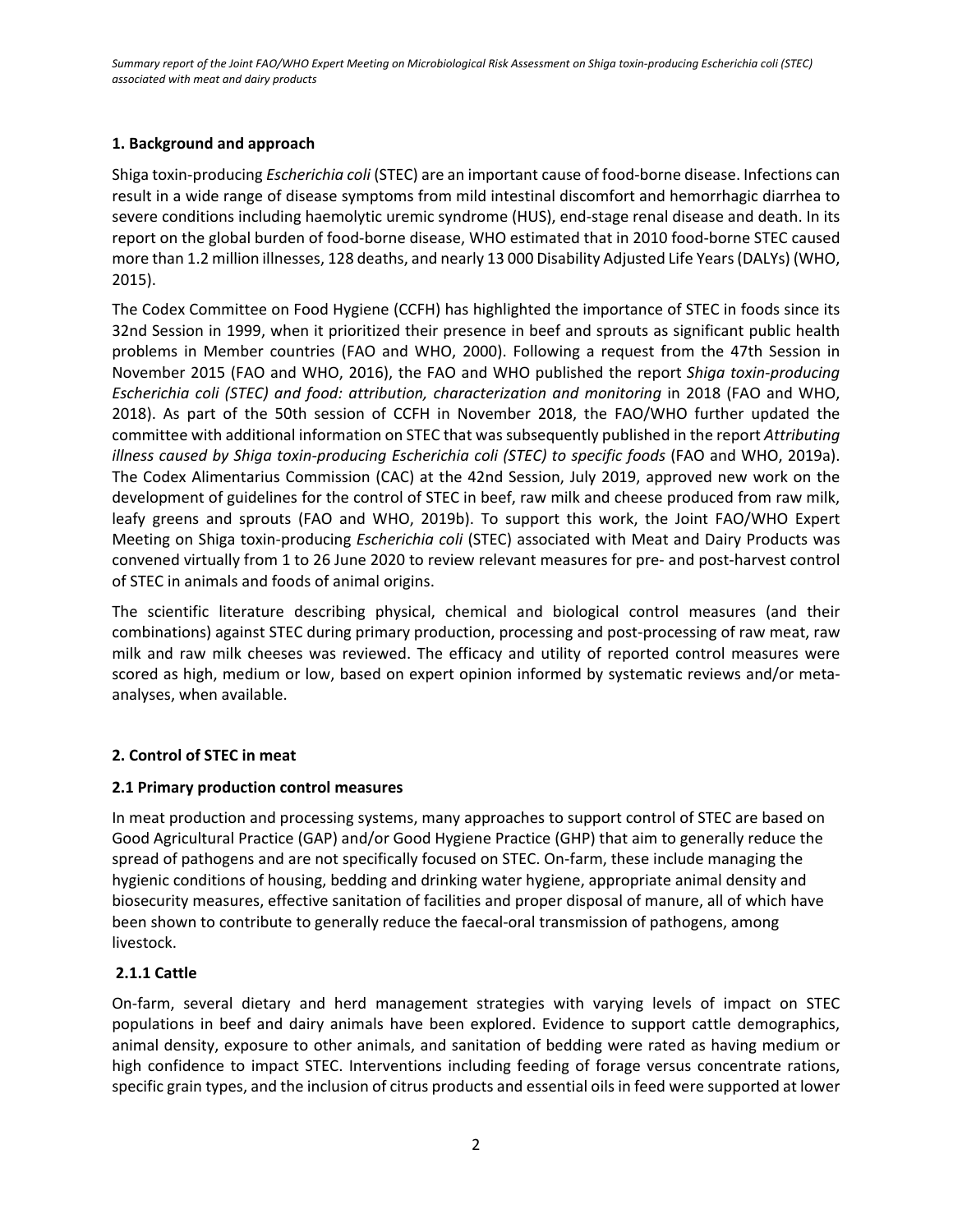## 1. Background and approach

Shiga toxin-producing *Escherichia coli* (STEC) are an important cause of food-borne disease. Infections can result in a wide range of disease symptoms from mild intestinal discomfort and hemorrhagic diarrhea to severe conditions including haemolytic uremic syndrome (HUS), end-stage renal disease and death. In its report on the global burden of food-borne disease, WHO estimated that in 2010 food-borne STEC caused more than 1.2 million illnesses, 128 deaths, and nearly 13 000 Disability Adjusted Life Years (DALYs) (WHO, 2015).

The Codex Committee on Food Hygiene (CCFH) has highlighted the importance of STEC in foods since its 32nd Session in 1999, when it prioritized their presence in beef and sprouts as significant public health problems in Member countries (FAO and WHO, 2000). Following a request from the 47th Session in November 2015 (FAO and WHO, 2016), the FAO and WHO published the report *Shiga toxin-producing Escherichia coli (STEC) and food: attribution, characterization and monitoring* in 2018 (FAO and WHO, 2018). As part of the 50th session of CCFH in November 2018, the FAO/WHO further updated the committee with additional information on STEC that was subsequently published in the report *Attributing illness caused by Shiga toxin-producing Escherichia coli (STEC) to specific foods* (FAO and WHO, 2019a). The Codex Alimentarius Commission (CAC) at the 42nd Session, July 2019, approved new work on the development of guidelines for the control of STEC in beef, raw milk and cheese produced from raw milk, leafy greens and sprouts (FAO and WHO, 2019b). To support this work, the Joint FAO/WHO Expert Meeting on Shiga toxin-producing *Escherichia coli* (STEC) associated with Meat and Dairy Products was convened virtually from 1 to 26 June 2020 to review relevant measures for pre- and post-harvest control of STEC in animals and foods of animal origins.

The scientific literature describing physical, chemical and biological control measures (and their combinations) against STEC during primary production, processing and post-processing of raw meat, raw milk and raw milk cheeses was reviewed. The efficacy and utility of reported control measures were scored as high, medium or low, based on expert opinion informed by systematic reviews and/or meta-analyses, when available.

## 2. Control of STEC in meat

### 2.1 Primary production control measures

In meat production and processing systems, many approaches to support control of STEC are based on Good Agricultural Practice (GAP) and/or Good Hygiene Practice (GHP) that aim to generally reduce the spread of pathogens and are not specifically focused on STEC. On-farm, these include managing the hygienic conditions of housing, bedding and drinking water hygiene, appropriate animal density and biosecurity measures, effective sanitation of facilities and proper disposal of manure, all of which have been shown to contribute to generally reduce the faecal-oral transmission of pathogens, among livestock.

#### 2.1.1 Cattle

On-farm, several dietary and herd management strategies with varying levels of impact on STEC populations in beef and dairy animals have been explored. Evidence to support cattle demographics, animal density, exposure to other animals, and sanitation of bedding were rated as having medium or high confidence to impact STEC. Interventions including feeding of forage versus concentrate rations, specific grain types, and the inclusion of citrus products and essential oils in feed were supported at lower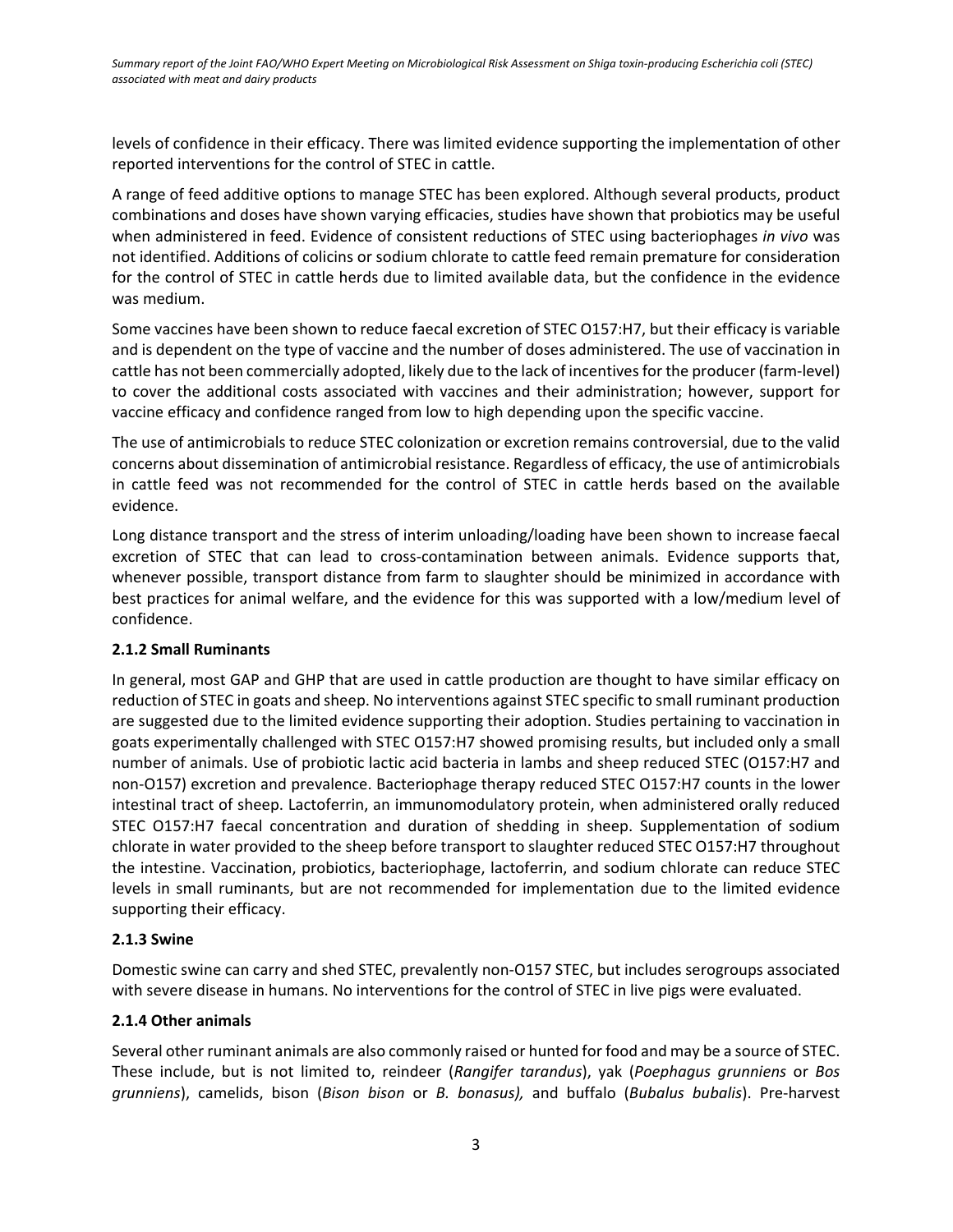levels of confidence in their efficacy. There was limited evidence supporting the implementation of other reported interventions for the control of STEC in cattle.

A range of feed additive options to manage STEC has been explored. Although several products, product combinations and doses have shown varying efficacies, studies have shown that probiotics may be useful when administered in feed. Evidence of consistent reductions of STEC using bacteriophages *in vivo* was not identified. Additions of colicins or sodium chlorate to cattle feed remain premature for consideration for the control of STEC in cattle herds due to limited available data, but the confidence in the evidence was medium.

Some vaccines have been shown to reduce faecal excretion of STEC O157:H7, but their efficacy is variable and is dependent on the type of vaccine and the number of doses administered. The use of vaccination in cattle has not been commercially adopted, likely due to the lack of incentives for the producer (farm-level) to cover the additional costs associated with vaccines and their administration; however, support for vaccine efficacy and confidence ranged from low to high depending upon the specific vaccine.

The use of antimicrobials to reduce STEC colonization or excretion remains controversial, due to the valid concerns about dissemination of antimicrobial resistance. Regardless of efficacy, the use of antimicrobials in cattle feed was not recommended for the control of STEC in cattle herds based on the available evidence.

Long distance transport and the stress of interim unloading/loading have been shown to increase faecal excretion of STEC that can lead to cross-contamination between animals. Evidence supports that, whenever possible, transport distance from farm to slaughter should be minimized in accordance with best practices for animal welfare, and the evidence for this was supported with a low/medium level of confidence.

### 2.1.2 Small Ruminants

In general, most GAP and GHP that are used in cattle production are thought to have similar efficacy on reduction of STEC in goats and sheep. No interventions against STEC specific to small ruminant production are suggested due to the limited evidence supporting their adoption. Studies pertaining to vaccination in goats experimentally challenged with STEC O157:H7 showed promising results, but included only a small number of animals. Use of probiotic lactic acid bacteria in lambs and sheep reduced STEC (O157:H7 and non-O157) excretion and prevalence. Bacteriophage therapy reduced STEC O157:H7 counts in the lower intestinal tract of sheep. Lactoferrin, an immunomodulatory protein, when administered orally reduced STEC O157:H7 faecal concentration and duration of shedding in sheep. Supplementation of sodium chlorate in water provided to the sheep before transport to slaughter reduced STEC O157:H7 throughout the intestine. Vaccination, probiotics, bacteriophage, lactoferrin, and sodium chlorate can reduce STEC levels in small ruminants, but are not recommended for implementation due to the limited evidence supporting their efficacy.

### 2.1.3 Swine

Domestic swine can carry and shed STEC, prevalently non-O157 STEC, but includes serogroups associated with severe disease in humans. No interventions for the control of STEC in live pigs were evaluated.

### 2.1.4 Other animals

Several other ruminant animals are also commonly raised or hunted for food and may be a source of STEC. These include, but is not limited to, reindeer (*Rangifer tarandus*), yak (*Poephagus grunniens* or *Bos grunniens*), camelids, bison (*Bison bison* or *B. bonasus),* and buffalo (*Bubalus bubalis*). Pre-harvest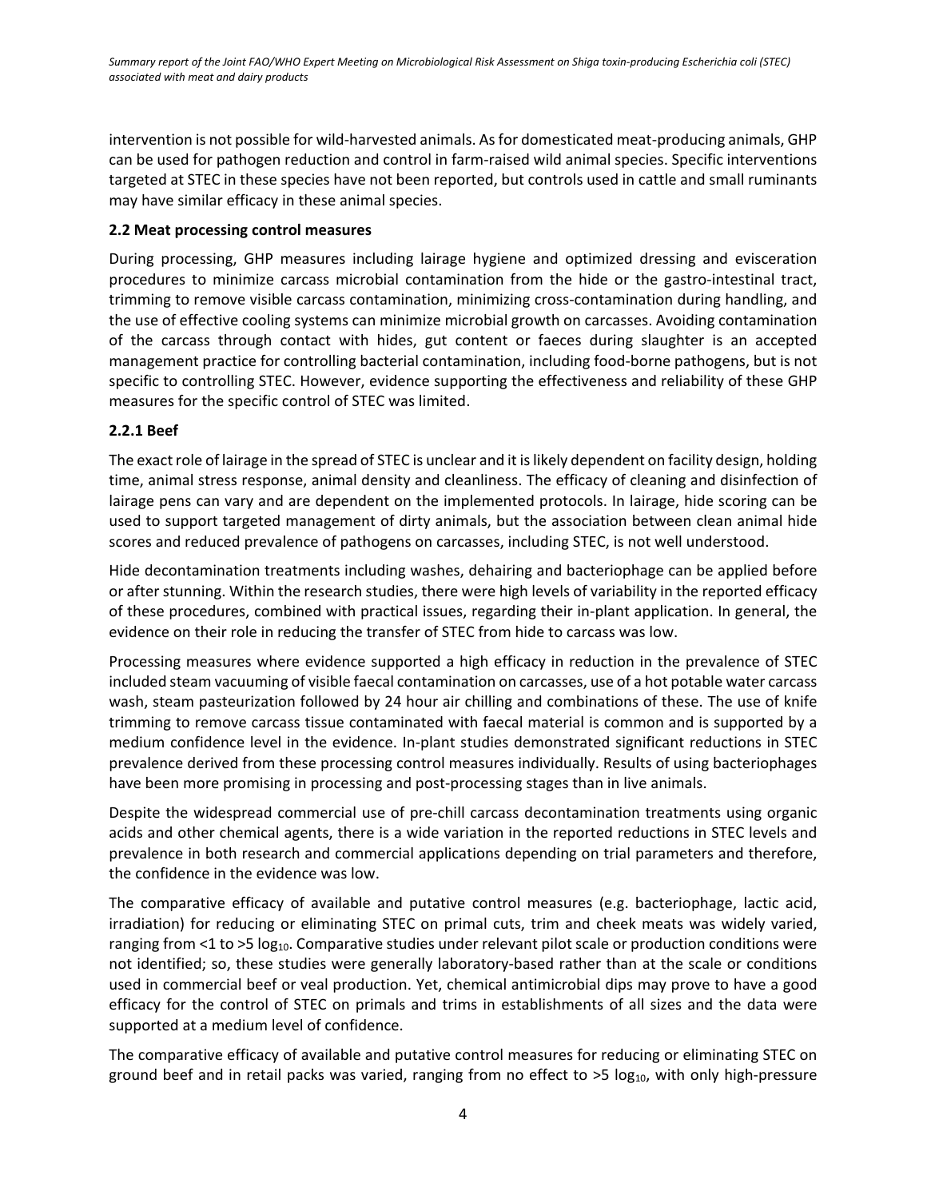intervention is not possible for wild-harvested animals. As for domesticated meat-producing animals, GHP can be used for pathogen reduction and control in farm-raised wild animal species. Specific interventions targeted at STEC in these species have not been reported, but controls used in cattle and small ruminants may have similar efficacy in these animal species.

### 2.2 Meat processing control measures

During processing, GHP measures including lairage hygiene and optimized dressing and evisceration procedures to minimize carcass microbial contamination from the hide or the gastro-intestinal tract, trimming to remove visible carcass contamination, minimizing cross-contamination during handling, and the use of effective cooling systems can minimize microbial growth on carcasses. Avoiding contamination of the carcass through contact with hides, gut content or faeces during slaughter is an accepted management practice for controlling bacterial contamination, including food-borne pathogens, but is not specific to controlling STEC. However, evidence supporting the effectiveness and reliability of these GHP measures for the specific control of STEC was limited.

#### 2.2.1 Beef

The exact role of lairage in the spread of STEC is unclear and it is likely dependent on facility design, holding time, animal stress response, animal density and cleanliness. The efficacy of cleaning and disinfection of lairage pens can vary and are dependent on the implemented protocols. In lairage, hide scoring can be used to support targeted management of dirty animals, but the association between clean animal hide scores and reduced prevalence of pathogens on carcasses, including STEC, is not well understood.

Hide decontamination treatments including washes, dehairing and bacteriophage can be applied before or after stunning. Within the research studies, there were high levels of variability in the reported efficacy of these procedures, combined with practical issues, regarding their in-plant application. In general, the evidence on their role in reducing the transfer of STEC from hide to carcass was low.

Processing measures where evidence supported a high efficacy in reduction in the prevalence of STEC included steam vacuuming of visible faecal contamination on carcasses, use of a hot potable water carcass wash, steam pasteurization followed by 24 hour air chilling and combinations of these. The use of knife trimming to remove carcass tissue contaminated with faecal material is common and is supported by a medium confidence level in the evidence. In-plant studies demonstrated significant reductions in STEC prevalence derived from these processing control measures individually. Results of using bacteriophages have been more promising in processing and post-processing stages than in live animals.

Despite the widespread commercial use of pre-chill carcass decontamination treatments using organic acids and other chemical agents, there is a wide variation in the reported reductions in STEC levels and prevalence in both research and commercial applications depending on trial parameters and therefore, the confidence in the evidence was low.

The comparative efficacy of available and putative control measures (e.g. bacteriophage, lactic acid, irradiation) for reducing or eliminating STEC on primal cuts, trim and cheek meats was widely varied, ranging from <1 to >5 $\log_{10}$. Comparative studies under relevant pilot scale or production conditions were not identified; so, these studies were generally laboratory-based rather than at the scale or conditions used in commercial beef or veal production. Yet, chemical antimicrobial dips may prove to have a good efficacy for the control of STEC on primals and trims in establishments of all sizes and the data were supported at a medium level of confidence.

The comparative efficacy of available and putative control measures for reducing or eliminating STEC on ground beef and in retail packs was varied, ranging from no effect to >5 $\log_{10}$, with only high-pressure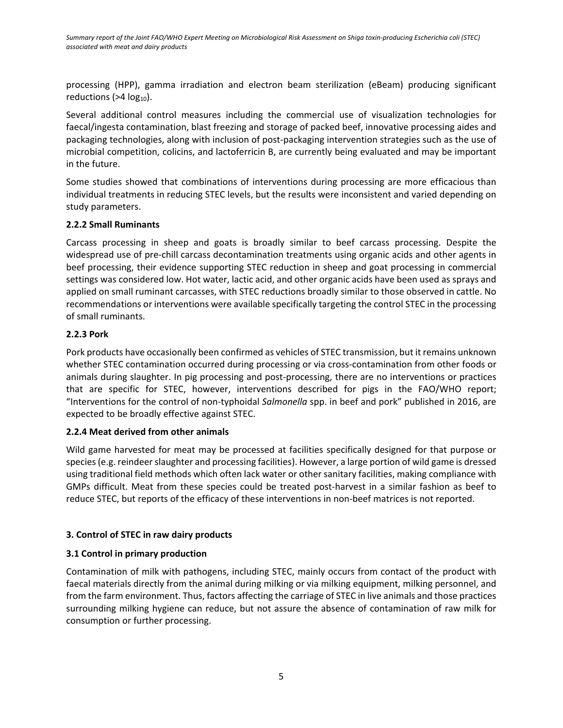processing (HPP), gamma irradiation and electron beam sterilization (eBeam) producing significant reductions (>4 $\log_{10}$).

Several additional control measures including the commercial use of visualization technologies for faecal/ingesta contamination, blast freezing and storage of packed beef, innovative processing aides and packaging technologies, along with inclusion of post-packaging intervention strategies such as the use of microbial competition, colicins, and lactoferricin B, are currently being evaluated and may be important in the future.

Some studies showed that combinations of interventions during processing are more efficacious than individual treatments in reducing STEC levels, but the results were inconsistent and varied depending on study parameters.

### 2.2.2 Small Ruminants

Carcass processing in sheep and goats is broadly similar to beef carcass processing. Despite the widespread use of pre-chill carcass decontamination treatments using organic acids and other agents in beef processing, their evidence supporting STEC reduction in sheep and goat processing in commercial settings was considered low. Hot water, lactic acid, and other organic acids have been used as sprays and applied on small ruminant carcasses, with STEC reductions broadly similar to those observed in cattle. No recommendations or interventions were available specifically targeting the control STEC in the processing of small ruminants.

### 2.2.3 Pork

Pork products have occasionally been confirmed as vehicles of STEC transmission, but it remains unknown whether STEC contamination occurred during processing or via cross-contamination from other foods or animals during slaughter. In pig processing and post-processing, there are no interventions or practices that are specific for STEC, however, interventions described for pigs in the FAO/WHO report; "Interventions for the control of non-typhoidal *Salmonella* spp. in beef and pork" published in 2016, are expected to be broadly effective against STEC.

### 2.2.4 Meat derived from other animals

Wild game harvested for meat may be processed at facilities specifically designed for that purpose or species (e.g. reindeer slaughter and processing facilities). However, a large portion of wild game is dressed using traditional field methods which often lack water or other sanitary facilities, making compliance with GMPs difficult. Meat from these species could be treated post-harvest in a similar fashion as beef to reduce STEC, but reports of the efficacy of these interventions in non-beef matrices is not reported.

## 3. Control of STEC in raw dairy products

### 3.1 Control in primary production

Contamination of milk with pathogens, including STEC, mainly occurs from contact of the product with faecal materials directly from the animal during milking or via milking equipment, milking personnel, and from the farm environment. Thus, factors affecting the carriage of STEC in live animals and those practices surrounding milking hygiene can reduce, but not assure the absence of contamination of raw milk for consumption or further processing.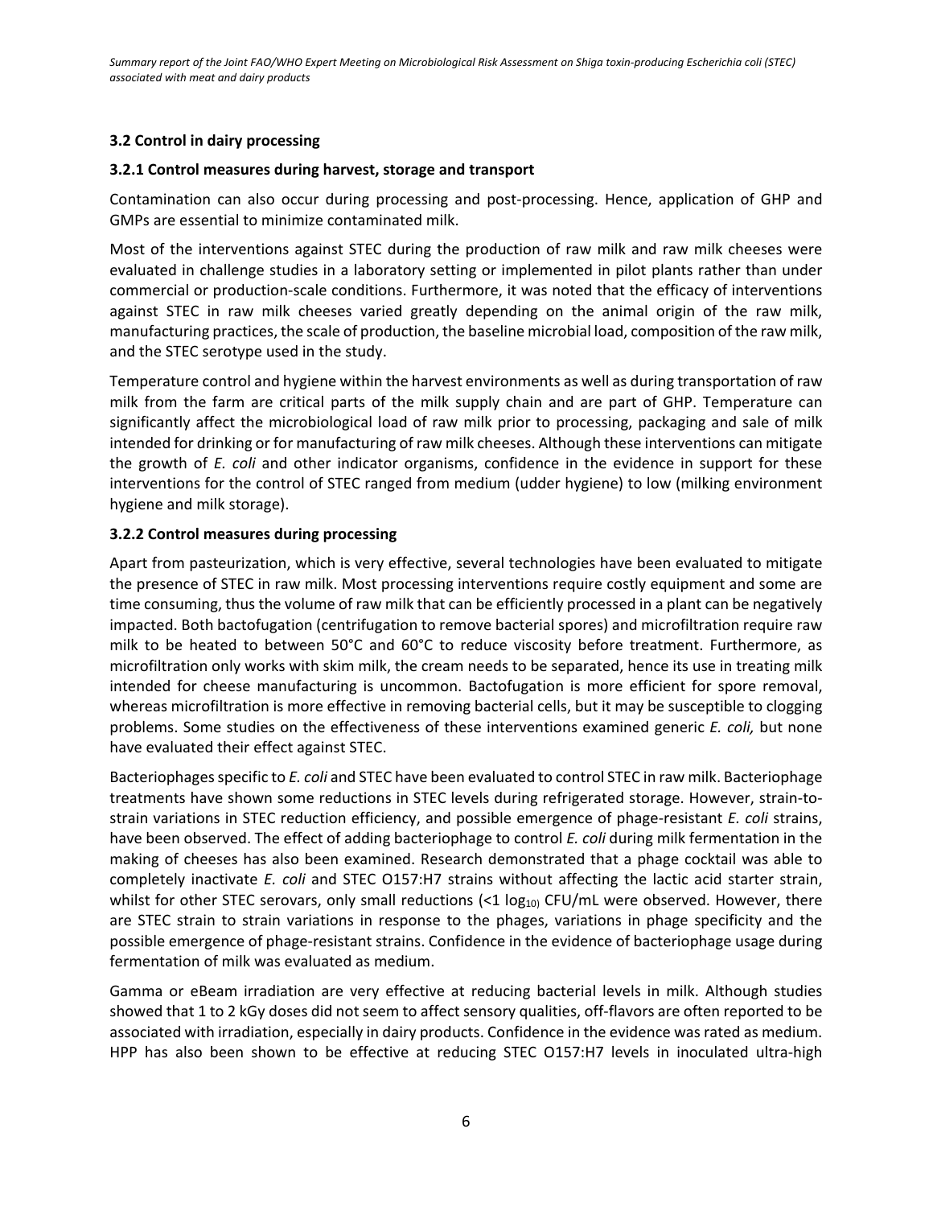### 3.2 Control in dairy processing

#### 3.2.1 Control measures during harvest, storage and transport

Contamination can also occur during processing and post-processing. Hence, application of GHP and GMPs are essential to minimize contaminated milk.

Most of the interventions against STEC during the production of raw milk and raw milk cheeses were evaluated in challenge studies in a laboratory setting or implemented in pilot plants rather than under commercial or production-scale conditions. Furthermore, it was noted that the efficacy of interventions against STEC in raw milk cheeses varied greatly depending on the animal origin of the raw milk, manufacturing practices, the scale of production, the baseline microbial load, composition of the raw milk, and the STEC serotype used in the study.

Temperature control and hygiene within the harvest environments as well as during transportation of raw milk from the farm are critical parts of the milk supply chain and are part of GHP. Temperature can significantly affect the microbiological load of raw milk prior to processing, packaging and sale of milk intended for drinking or for manufacturing of raw milk cheeses. Although these interventions can mitigate the growth of *E. coli* and other indicator organisms, confidence in the evidence in support for these interventions for the control of STEC ranged from medium (udder hygiene) to low (milking environment hygiene and milk storage).

#### 3.2.2 Control measures during processing

Apart from pasteurization, which is very effective, several technologies have been evaluated to mitigate the presence of STEC in raw milk. Most processing interventions require costly equipment and some are time consuming, thus the volume of raw milk that can be efficiently processed in a plant can be negatively impacted. Both bactofugation (centrifugation to remove bacterial spores) and microfiltration require raw milk to be heated to between 50°C and 60°C to reduce viscosity before treatment. Furthermore, as microfiltration only works with skim milk, the cream needs to be separated, hence its use in treating milk intended for cheese manufacturing is uncommon. Bactofugation is more efficient for spore removal, whereas microfiltration is more effective in removing bacterial cells, but it may be susceptible to clogging problems. Some studies on the effectiveness of these interventions examined generic *E. coli,* but none have evaluated their effect against STEC.

Bacteriophages specific to *E. coli* and STEC have been evaluated to control STEC in raw milk. Bacteriophage treatments have shown some reductions in STEC levels during refrigerated storage. However, strain-to-strain variations in STEC reduction efficiency, and possible emergence of phage-resistant *E. coli* strains, have been observed. The effect of adding bacteriophage to control *E. coli* during milk fermentation in the making of cheeses has also been examined. Research demonstrated that a phage cocktail was able to completely inactivate *E. coli* and STEC O157:H7 strains without affecting the lactic acid starter strain, whilst for other STEC serovars, only small reductions (<1 $\log_{10)}$ CFU/mL were observed. However, there are STEC strain to strain variations in response to the phages, variations in phage specificity and the possible emergence of phage-resistant strains. Confidence in the evidence of bacteriophage usage during fermentation of milk was evaluated as medium.

Gamma or eBeam irradiation are very effective at reducing bacterial levels in milk. Although studies showed that 1 to 2 kGy doses did not seem to affect sensory qualities, off-flavors are often reported to be associated with irradiation, especially in dairy products. Confidence in the evidence was rated as medium. HPP has also been shown to be effective at reducing STEC O157:H7 levels in inoculated ultra-high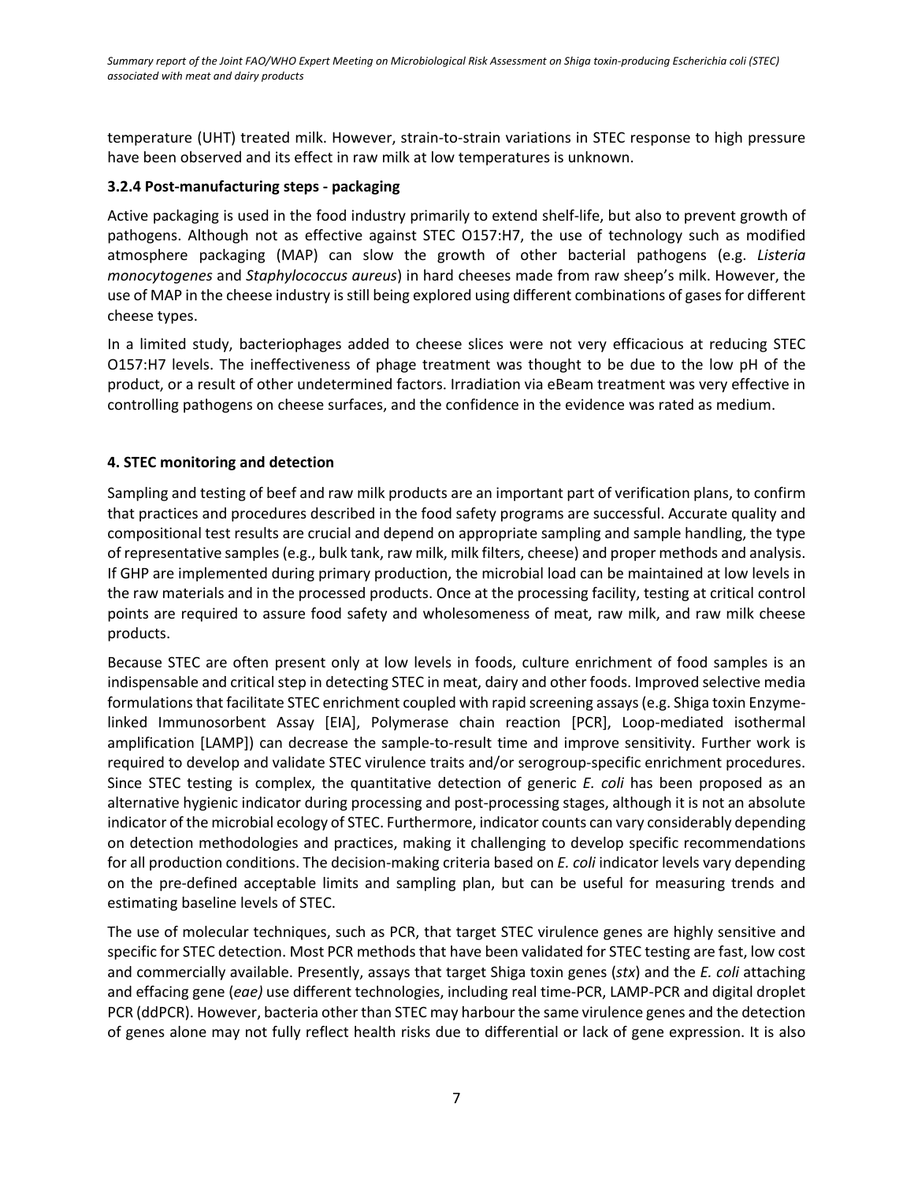temperature (UHT) treated milk. However, strain-to-strain variations in STEC response to high pressure have been observed and its effect in raw milk at low temperatures is unknown.

### 3.2.4 Post-manufacturing steps - packaging

Active packaging is used in the food industry primarily to extend shelf-life, but also to prevent growth of pathogens. Although not as effective against STEC O157:H7, the use of technology such as modified atmosphere packaging (MAP) can slow the growth of other bacterial pathogens (e.g. *Listeria monocytogenes* and *Staphylococcus aureus*) in hard cheeses made from raw sheep's milk. However, the use of MAP in the cheese industry is still being explored using different combinations of gases for different cheese types.

In a limited study, bacteriophages added to cheese slices were not very efficacious at reducing STEC O157:H7 levels. The ineffectiveness of phage treatment was thought to be due to the low pH of the product, or a result of other undetermined factors. Irradiation via eBeam treatment was very effective in controlling pathogens on cheese surfaces, and the confidence in the evidence was rated as medium.

## 4. STEC monitoring and detection

Sampling and testing of beef and raw milk products are an important part of verification plans, to confirm that practices and procedures described in the food safety programs are successful. Accurate quality and compositional test results are crucial and depend on appropriate sampling and sample handling, the type of representative samples (e.g., bulk tank, raw milk, milk filters, cheese) and proper methods and analysis. If GHP are implemented during primary production, the microbial load can be maintained at low levels in the raw materials and in the processed products. Once at the processing facility, testing at critical control points are required to assure food safety and wholesomeness of meat, raw milk, and raw milk cheese products.

Because STEC are often present only at low levels in foods, culture enrichment of food samples is an indispensable and critical step in detecting STEC in meat, dairy and other foods. Improved selective media formulations that facilitate STEC enrichment coupled with rapid screening assays (e.g. Shiga toxin Enzyme-linked Immunosorbent Assay [EIA], Polymerase chain reaction [PCR], Loop-mediated isothermal amplification [LAMP]) can decrease the sample-to-result time and improve sensitivity. Further work is required to develop and validate STEC virulence traits and/or serogroup-specific enrichment procedures. Since STEC testing is complex, the quantitative detection of generic *E. coli* has been proposed as an alternative hygienic indicator during processing and post-processing stages, although it is not an absolute indicator of the microbial ecology of STEC. Furthermore, indicator counts can vary considerably depending on detection methodologies and practices, making it challenging to develop specific recommendations for all production conditions. The decision-making criteria based on *E. coli* indicator levels vary depending on the pre-defined acceptable limits and sampling plan, but can be useful for measuring trends and estimating baseline levels of STEC.

The use of molecular techniques, such as PCR, that target STEC virulence genes are highly sensitive and specific for STEC detection. Most PCR methods that have been validated for STEC testing are fast, low cost and commercially available. Presently, assays that target Shiga toxin genes (*stx*) and the *E. coli* attaching and effacing gene (*eae)* use different technologies, including real time-PCR, LAMP-PCR and digital droplet PCR (ddPCR). However, bacteria other than STEC may harbour the same virulence genes and the detection of genes alone may not fully reflect health risks due to differential or lack of gene expression. It is also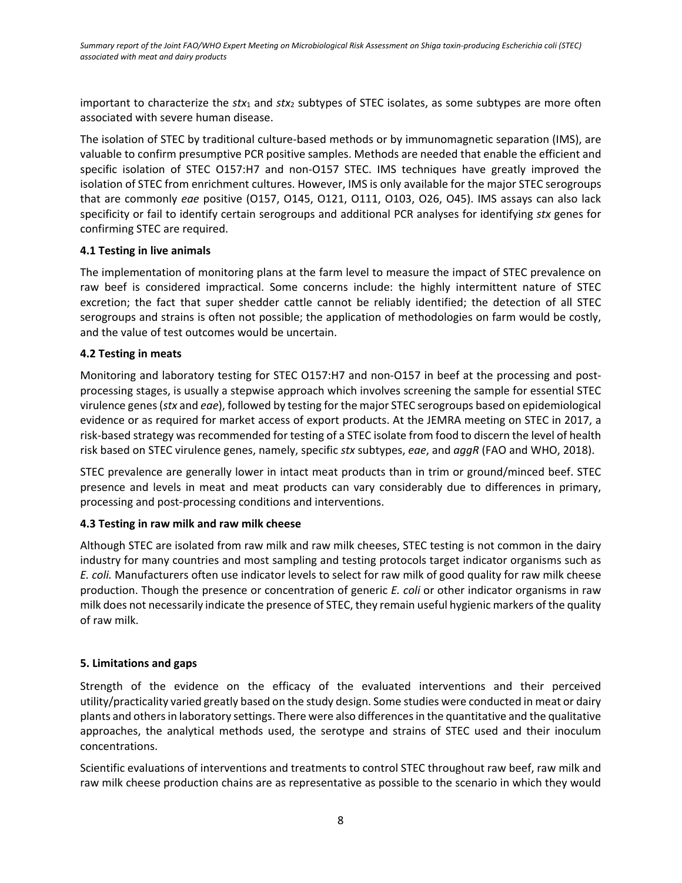important to characterize the $stx_1$ and $stx_2$ subtypes of STEC isolates, as some subtypes are more often associated with severe human disease.

The isolation of STEC by traditional culture-based methods or by immunomagnetic separation (IMS), are valuable to confirm presumptive PCR positive samples. Methods are needed that enable the efficient and specific isolation of STEC O157:H7 and non-O157 STEC. IMS techniques have greatly improved the isolation of STEC from enrichment cultures. However, IMS is only available for the major STEC serogroups that are commonly *eae* positive (O157, O145, O121, O111, O103, O26, O45). IMS assays can also lack specificity or fail to identify certain serogroups and additional PCR analyses for identifying *stx* genes for confirming STEC are required.

### 4.1 Testing in live animals

The implementation of monitoring plans at the farm level to measure the impact of STEC prevalence on raw beef is considered impractical. Some concerns include: the highly intermittent nature of STEC excretion; the fact that super shedder cattle cannot be reliably identified; the detection of all STEC serogroups and strains is often not possible; the application of methodologies on farm would be costly, and the value of test outcomes would be uncertain.

### 4.2 Testing in meats

Monitoring and laboratory testing for STEC O157:H7 and non-O157 in beef at the processing and post-processing stages, is usually a stepwise approach which involves screening the sample for essential STEC virulence genes (*stx* and *eae*), followed by testing for the major STEC serogroups based on epidemiological evidence or as required for market access of export products. At the JEMRA meeting on STEC in 2017, a risk-based strategy was recommended for testing of a STEC isolate from food to discern the level of health risk based on STEC virulence genes, namely, specific *stx* subtypes, *eae*, and *aggR* (FAO and WHO, 2018).

STEC prevalence are generally lower in intact meat products than in trim or ground/minced beef. STEC presence and levels in meat and meat products can vary considerably due to differences in primary, processing and post-processing conditions and interventions.

### 4.3 Testing in raw milk and raw milk cheese

Although STEC are isolated from raw milk and raw milk cheeses, STEC testing is not common in the dairy industry for many countries and most sampling and testing protocols target indicator organisms such as *E. coli.* Manufacturers often use indicator levels to select for raw milk of good quality for raw milk cheese production. Though the presence or concentration of generic *E. coli* or other indicator organisms in raw milk does not necessarily indicate the presence of STEC, they remain useful hygienic markers of the quality of raw milk.

## 5. Limitations and gaps

Strength of the evidence on the efficacy of the evaluated interventions and their perceived utility/practicality varied greatly based on the study design. Some studies were conducted in meat or dairy plants and others in laboratory settings. There were also differences in the quantitative and the qualitative approaches, the analytical methods used, the serotype and strains of STEC used and their inoculum concentrations.

Scientific evaluations of interventions and treatments to control STEC throughout raw beef, raw milk and raw milk cheese production chains are as representative as possible to the scenario in which they would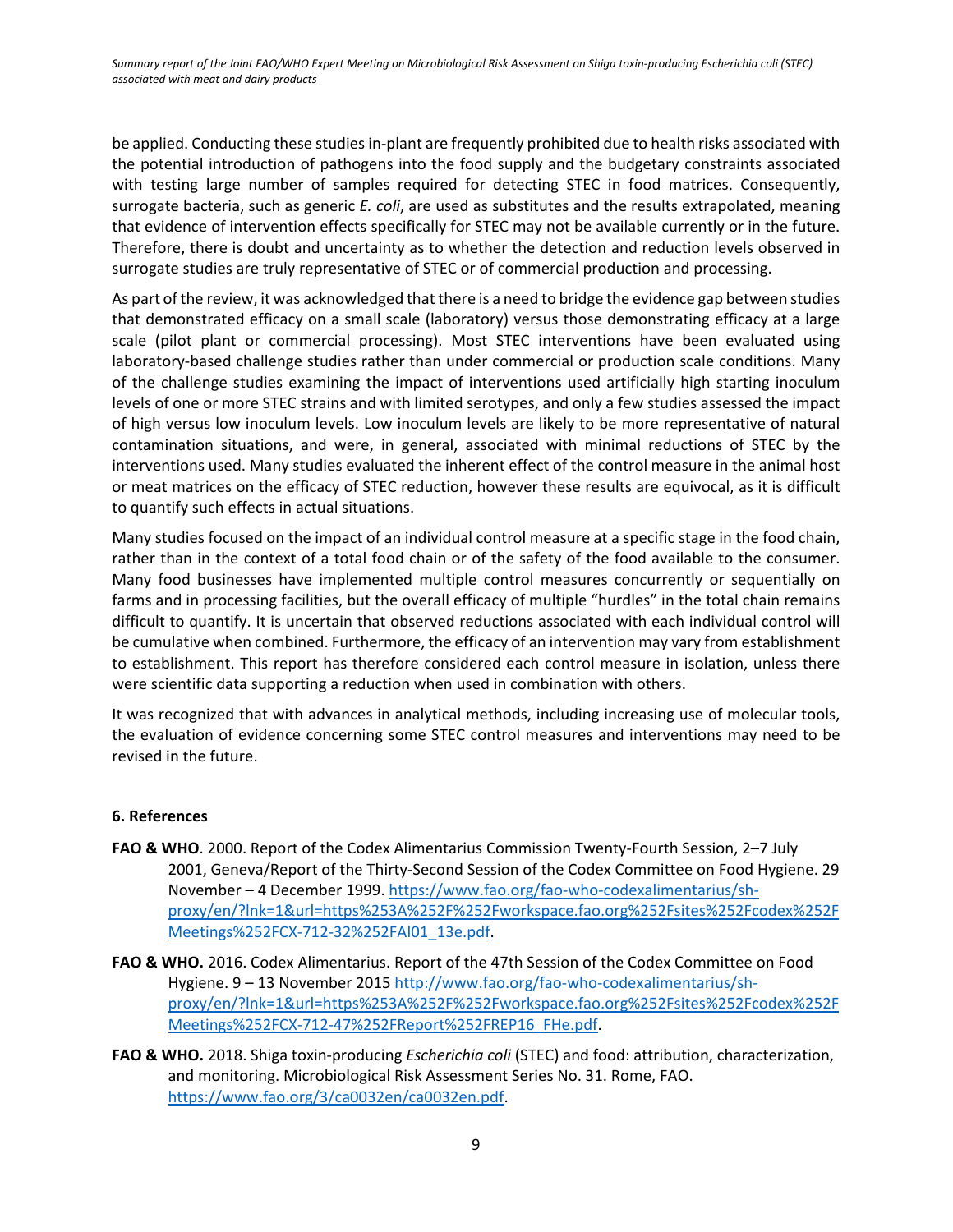be applied. Conducting these studies in-plant are frequently prohibited due to health risks associated with the potential introduction of pathogens into the food supply and the budgetary constraints associated with testing large number of samples required for detecting STEC in food matrices. Consequently, surrogate bacteria, such as generic *E. coli*, are used as substitutes and the results extrapolated, meaning that evidence of intervention effects specifically for STEC may not be available currently or in the future. Therefore, there is doubt and uncertainty as to whether the detection and reduction levels observed in surrogate studies are truly representative of STEC or of commercial production and processing.

As part of the review, it was acknowledged that there is a need to bridge the evidence gap between studies that demonstrated efficacy on a small scale (laboratory) versus those demonstrating efficacy at a large scale (pilot plant or commercial processing). Most STEC interventions have been evaluated using laboratory-based challenge studies rather than under commercial or production scale conditions. Many of the challenge studies examining the impact of interventions used artificially high starting inoculum levels of one or more STEC strains and with limited serotypes, and only a few studies assessed the impact of high versus low inoculum levels. Low inoculum levels are likely to be more representative of natural contamination situations, and were, in general, associated with minimal reductions of STEC by the interventions used. Many studies evaluated the inherent effect of the control measure in the animal host or meat matrices on the efficacy of STEC reduction, however these results are equivocal, as it is difficult to quantify such effects in actual situations.

Many studies focused on the impact of an individual control measure at a specific stage in the food chain, rather than in the context of a total food chain or of the safety of the food available to the consumer. Many food businesses have implemented multiple control measures concurrently or sequentially on farms and in processing facilities, but the overall efficacy of multiple "hurdles" in the total chain remains difficult to quantify. It is uncertain that observed reductions associated with each individual control will be cumulative when combined. Furthermore, the efficacy of an intervention may vary from establishment to establishment. This report has therefore considered each control measure in isolation, unless there were scientific data supporting a reduction when used in combination with others.

It was recognized that with advances in analytical methods, including increasing use of molecular tools, the evaluation of evidence concerning some STEC control measures and interventions may need to be revised in the future.

## 6. References

**FAO & WHO**. 2000. Report of the Codex Alimentarius Commission Twenty-Fourth Session, 2–7 July 2001, Geneva/Report of the Thirty-Second Session of the Codex Committee on Food Hygiene. 29 November – 4 December 1999. https://www.fao.org/fao-who-codexalimentarius/sh-proxy/en/?lnk=1&url=https%253A%252F%252Fworkspace.fao.org%252Fsites%252Fcodex%252FMeetings%252FCX-712-32%252FAl01_13e.pdf.

**FAO & WHO.** 2016. Codex Alimentarius. Report of the 47th Session of the Codex Committee on Food Hygiene. 9 – 13 November 2015 http://www.fao.org/fao-who-codexalimentarius/sh-proxy/en/?lnk=1&url=https%253A%252F%252Fworkspace.fao.org%252Fsites%252Fcodex%252FMeetings%252FCX-712-47%252FReport%252FREP16_FHe.pdf.

**FAO & WHO.** 2018. Shiga toxin-producing *Escherichia coli* (STEC) and food: attribution, characterization, and monitoring. Microbiological Risk Assessment Series No. 31. Rome, FAO. https://www.fao.org/3/ca0032en/ca0032en.pdf.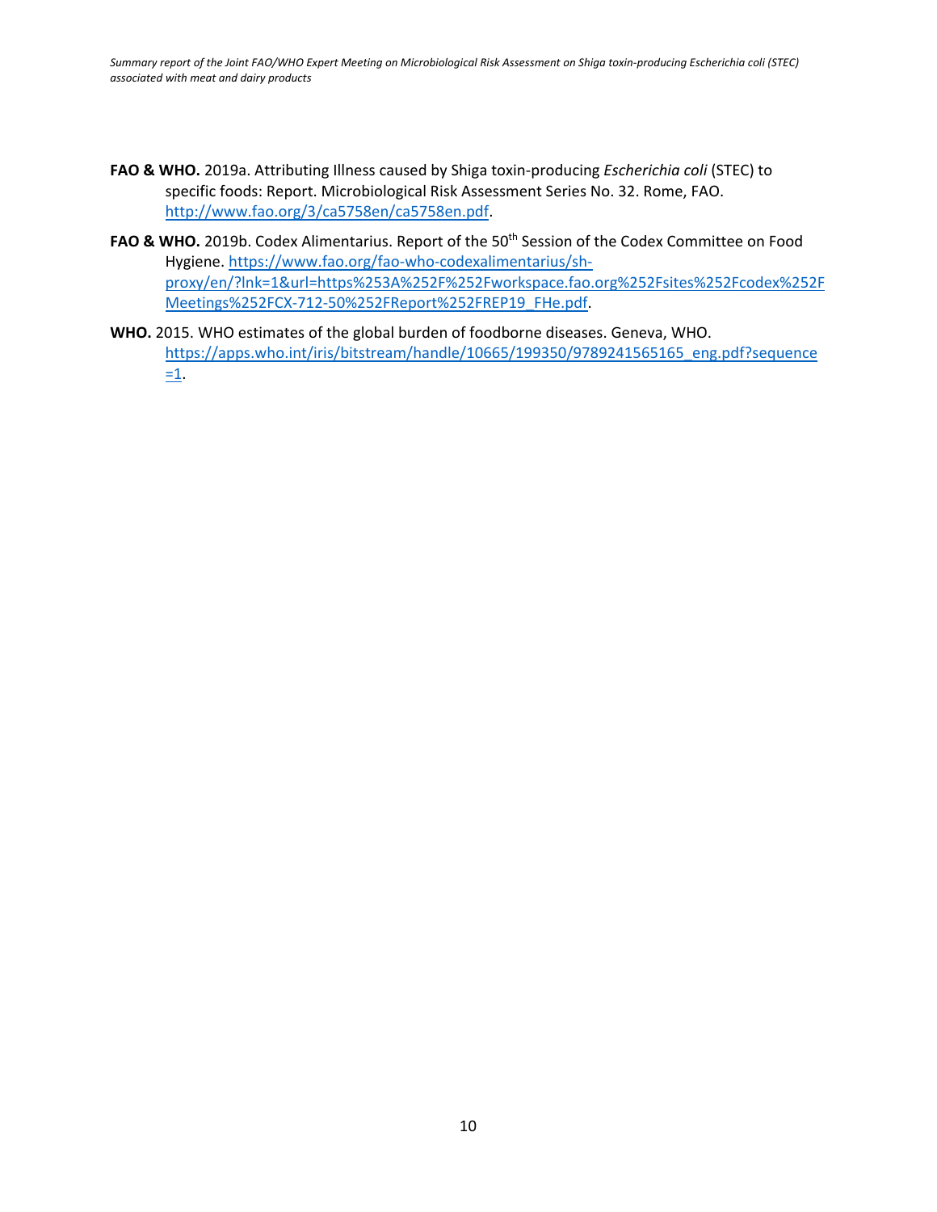**FAO & WHO.** 2019a. Attributing Illness caused by Shiga toxin-producing *Escherichia coli* (STEC) to specific foods: Report. Microbiological Risk Assessment Series No. 32. Rome, FAO. http://www.fao.org/3/ca5758en/ca5758en.pdf.

**FAO & WHO.** 2019b. Codex Alimentarius. Report of the 50th Session of the Codex Committee on Food Hygiene. https://www.fao.org/fao-who-codexalimentarius/sh-proxy/en/?lnk=1&url=https%253A%252F%252Fworkspace.fao.org%252Fsites%252Fcodex%252FMeetings%252FCX-712-50%252FReport%252FREP19_FHe.pdf.

**WHO.** 2015. WHO estimates of the global burden of foodborne diseases. Geneva, WHO. https://apps.who.int/iris/bitstream/handle/10665/199350/9789241565165_eng.pdf?sequence=1.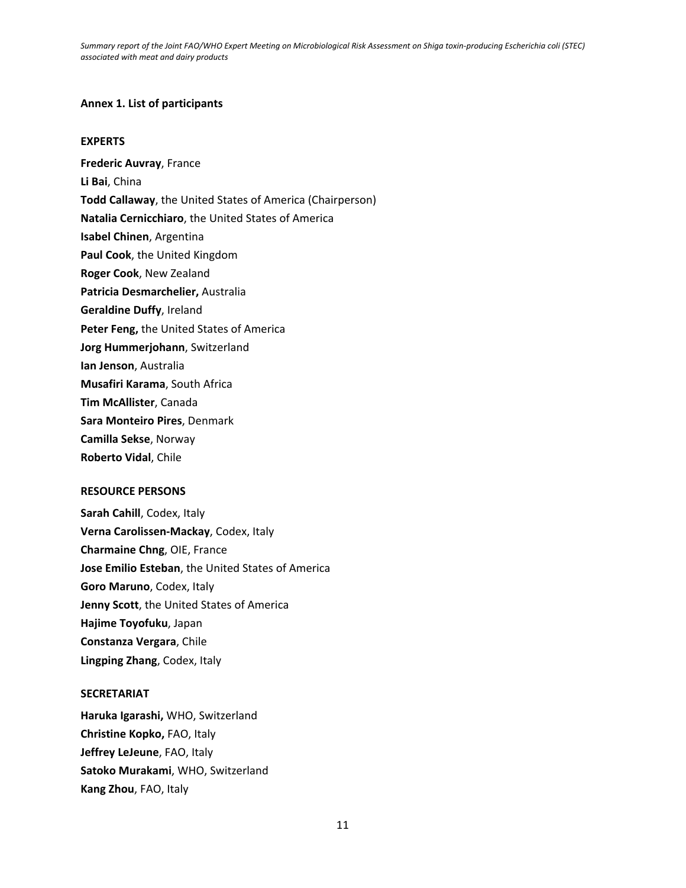## Annex 1. List of participants

### EXPERTS

**Frederic Auvray**, France
**Li Bai**, China
**Todd Callaway**, the United States of America (Chairperson)
**Natalia Cernicchiaro**, the United States of America
**Isabel Chinen**, Argentina
**Paul Cook**, the United Kingdom
**Roger Cook**, New Zealand
**Patricia Desmarchelier,** Australia
**Geraldine Duffy**, Ireland
**Peter Feng,** the United States of America
**Jorg Hummerjohann**, Switzerland
**Ian Jenson**, Australia
**Musafiri Karama**, South Africa
**Tim McAllister**, Canada
**Sara Monteiro Pires**, Denmark
**Camilla Sekse**, Norway
**Roberto Vidal**, Chile

### RESOURCE PERSONS

**Sarah Cahill**, Codex, Italy
**Verna Carolissen-Mackay**, Codex, Italy
**Charmaine Chng**, OIE, France
**Jose Emilio Esteban**, the United States of America
**Goro Maruno**, Codex, Italy
**Jenny Scott**, the United States of America
**Hajime Toyofuku**, Japan
**Constanza Vergara**, Chile
**Lingping Zhang**, Codex, Italy

### SECRETARIAT

**Haruka Igarashi,** WHO, Switzerland
**Christine Kopko,** FAO, Italy
**Jeffrey LeJeune**, FAO, Italy
**Satoko Murakami**, WHO, Switzerland
**Kang Zhou**, FAO, Italy